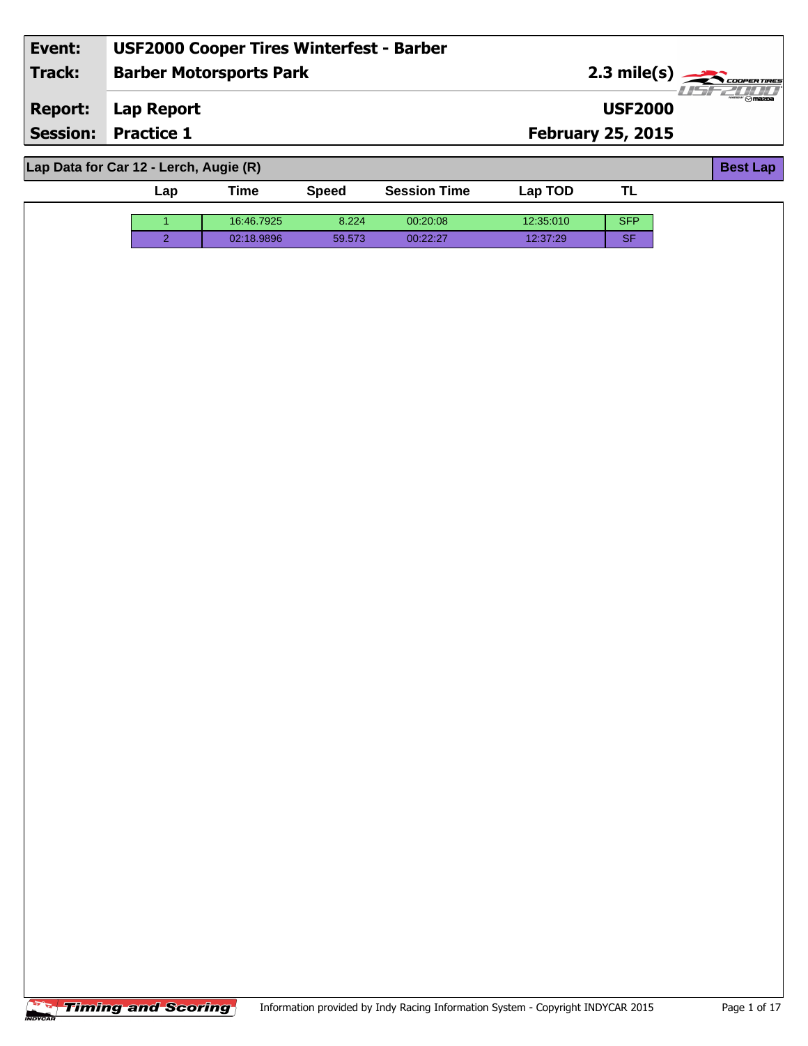| | |
|---|---|
| **Event:** | **USF2000 Cooper Tires Winterfest - Barber** |
| **Track:** | **Barber Motorsports Park** — **2.3 mile(s)** |
| **Report:** | **Lap Report** — **USF2000** |
| **Session:** | **Practice 1** — **February 25, 2015** |

## Lap Data for Car 12 - Lerch, Augie (R)

**Best Lap**

| Lap | Time | Speed | Session Time | Lap TOD | TL |
|---|---|---|---|---|---|
| 1 | 16:46.7925 | 8.224 | 00:20:08 | 12:35:010 | SFP |
| 2 | 02:18.9896 | 59.573 | 00:22:27 | 12:37:29 | SF |

Information provided by Indy Racing Information System - Copyright INDYCAR 2015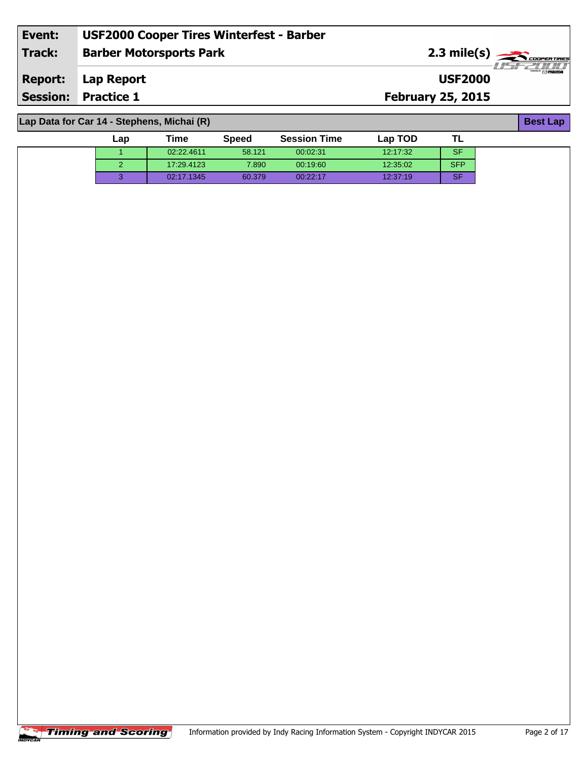| Event: | USF2000 Cooper Tires Winterfest - Barber | |
|---|---|---|
| Track: | Barber Motorsports Park | 2.3 mile(s) |
| Report: | Lap Report | USF2000 |
| Session: | Practice 1 | February 25, 2015 |

## Lap Data for Car 14 - Stephens, Michai (R)

**Best Lap**

| Lap | Time | Speed | Session Time | Lap TOD | TL |
|---|---|---|---|---|---|
| 1 | 02:22.4611 | 58.121 | 00:02:31 | 12:17:32 | SF |
| 2 | 17:29.4123 | 7.890 | 00:19:60 | 12:35:02 | SFP |
| 3 | 02:17.1345 | 60.379 | 00:22:17 | 12:37:19 | SF |

Timing and Scoring

Information provided by Indy Racing Information System - Copyright INDYCAR 2015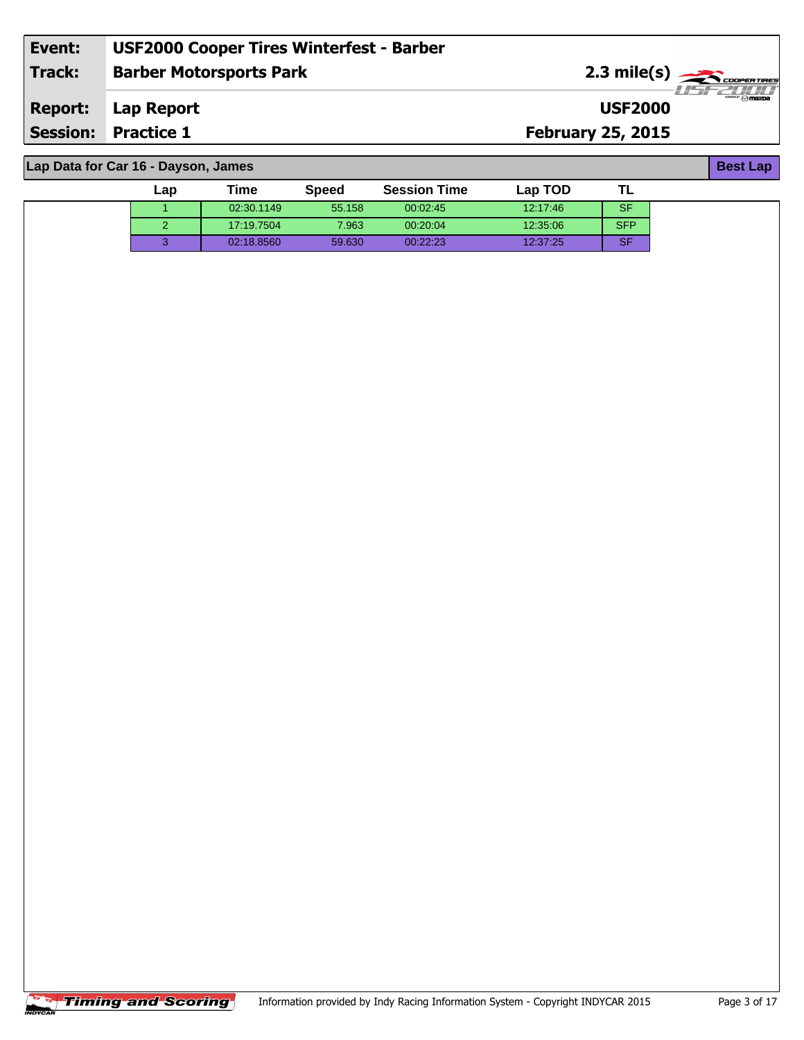| Event: | USF2000 Cooper Tires Winterfest - Barber | |
|---|---|---|
| Track: | Barber Motorsports Park | 2.3 mile(s) |
| Report: | Lap Report | USF2000 |
| Session: | Practice 1 | February 25, 2015 |

## Lap Data for Car 16 - Dayson, James

Best Lap

| Lap | Time | Speed | Session Time | Lap TOD | TL |
|---|---|---|---|---|---|
| 1 | 02:30.1149 | 55.158 | 00:02:45 | 12:17:46 | SF |
| 2 | 17:19.7504 | 7.963 | 00:20:04 | 12:35:06 | SFP |
| 3 | 02:18.8560 | 59.630 | 00:22:23 | 12:37:25 | SF |

Timing and Scoring

Information provided by Indy Racing Information System - Copyright INDYCAR 2015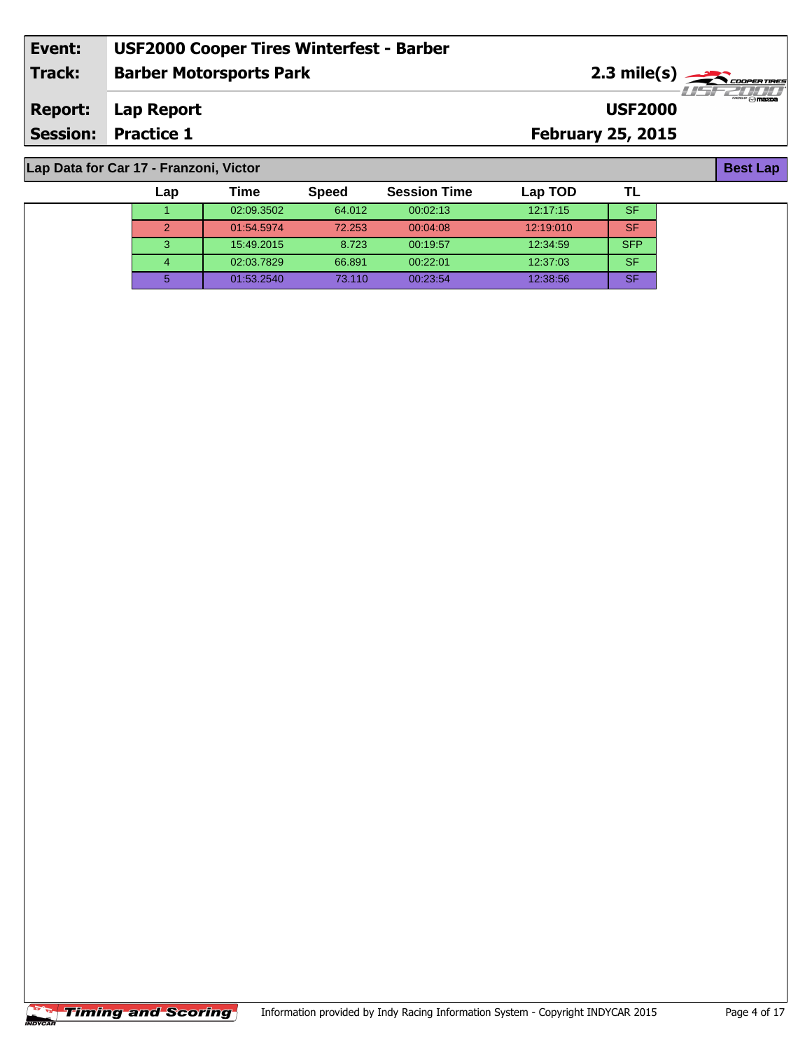| Event: | USF2000 Cooper Tires Winterfest - Barber | |
|---|---|---|
| Track: | Barber Motorsports Park | 2.3 mile(s) |
| Report: | Lap Report | USF2000 |
| Session: | Practice 1 | February 25, 2015 |

## Lap Data for Car 17 - Franzoni, Victor

**Best Lap**

| Lap | Time | Speed | Session Time | Lap TOD | TL |
|---|---|---|---|---|---|
| 1 | 02:09.3502 | 64.012 | 00:02:13 | 12:17:15 | SF |
| 2 | 01:54.5974 | 72.253 | 00:04:08 | 12:19:010 | SF |
| 3 | 15:49.2015 | 8.723 | 00:19:57 | 12:34:59 | SFP |
| 4 | 02:03.7829 | 66.891 | 00:22:01 | 12:37:03 | SF |
| 5 | 01:53.2540 | 73.110 | 00:23:54 | 12:38:56 | SF |

Timing and Scoring

Information provided by Indy Racing Information System - Copyright INDYCAR 2015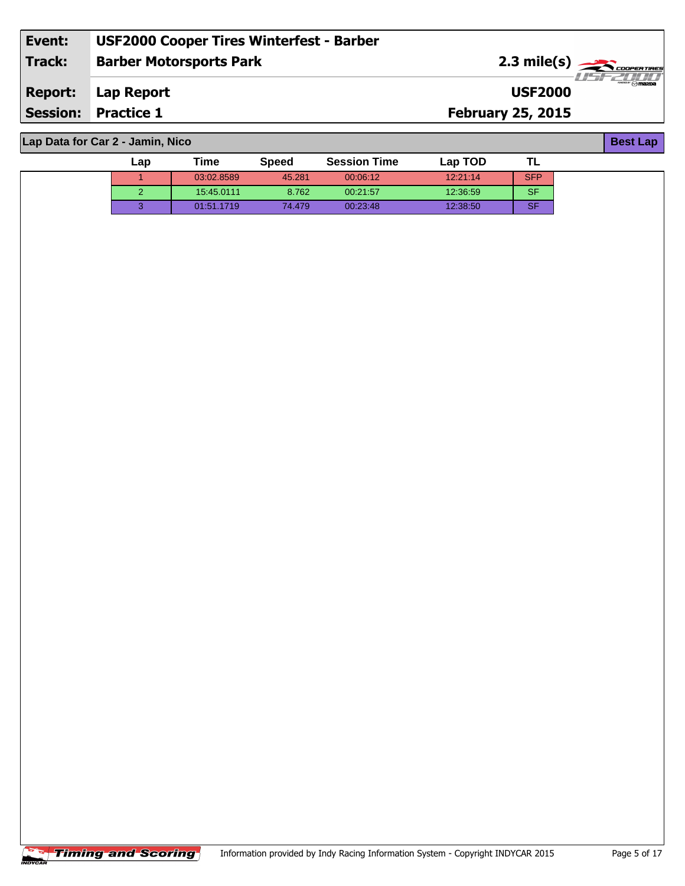| Event: | USF2000 Cooper Tires Winterfest - Barber | |
|---|---|---|
| Track: | Barber Motorsports Park | 2.3 mile(s) |
| Report: | Lap Report | USF2000 |
| Session: | Practice 1 | February 25, 2015 |

## Lap Data for Car 2 - Jamin, Nico

**Best Lap**

| Lap | Time | Speed | Session Time | Lap TOD | TL |
|---|---|---|---|---|---|
| 1 | 03:02.8589 | 45.281 | 00:06:12 | 12:21:14 | SFP |
| 2 | 15:45.0111 | 8.762 | 00:21:57 | 12:36:59 | SF |
| 3 | 01:51.1719 | 74.479 | 00:23:48 | 12:38:50 | SF |

Information provided by Indy Racing Information System - Copyright INDYCAR 2015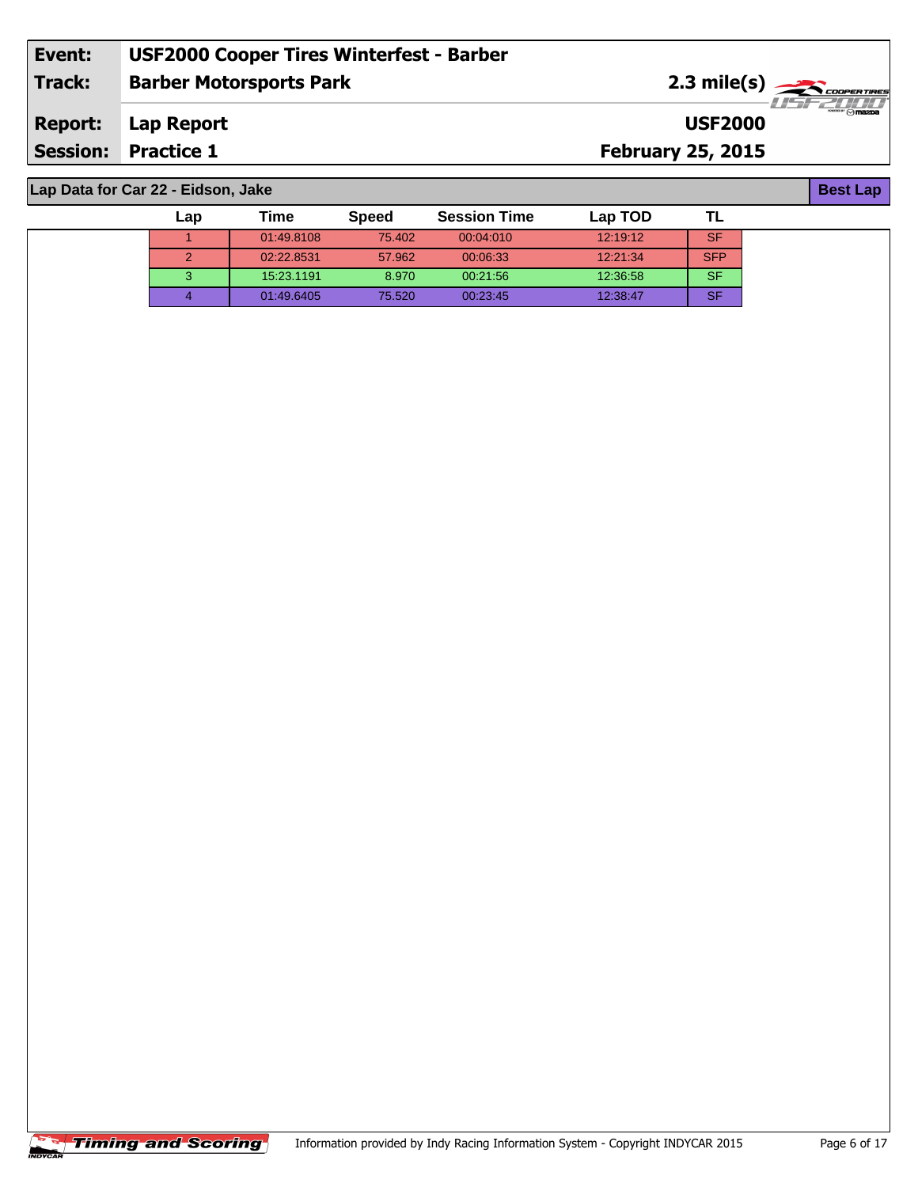| Event: | USF2000 Cooper Tires Winterfest - Barber |
|---|---|
| Track: | Barber Motorsports Park — 2.3 mile(s) |
| Report: | Lap Report — USF2000 |
| Session: | Practice 1 — February 25, 2015 |

## Lap Data for Car 22 - Eidson, Jake

**Best Lap**

| Lap | Time | Speed | Session Time | Lap TOD | TL |
|---|---|---|---|---|---|
| 1 | 01:49.8108 | 75.402 | 00:04:010 | 12:19:12 | SF |
| 2 | 02:22.8531 | 57.962 | 00:06:33 | 12:21:34 | SFP |
| 3 | 15:23.1191 | 8.970 | 00:21:56 | 12:36:58 | SF |
| 4 | 01:49.6405 | 75.520 | 00:23:45 | 12:38:47 | SF |

Timing and Scoring — Information provided by Indy Racing Information System - Copyright INDYCAR 2015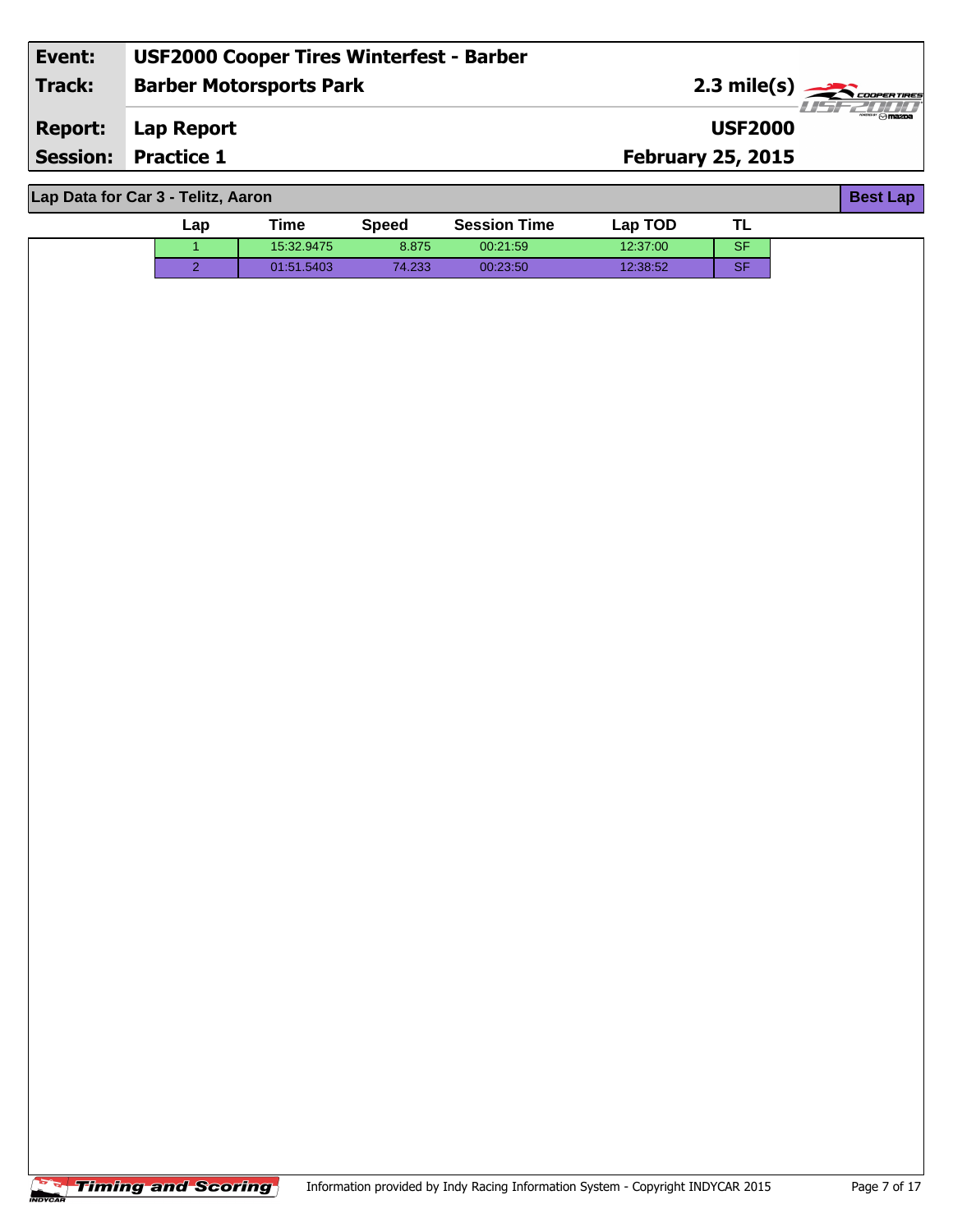| Event: | USF2000 Cooper Tires Winterfest - Barber | |
|---|---|---|
| Track: | Barber Motorsports Park | 2.3 mile(s) |
| Report: | Lap Report | USF2000 |
| Session: | Practice 1 | February 25, 2015 |

**Lap Data for Car 3 - Telitz, Aaron** — **Best Lap**

| Lap | Time | Speed | Session Time | Lap TOD | TL |
|---|---|---|---|---|---|
| 1 | 15:32.9475 | 8.875 | 00:21:59 | 12:37:00 | SF |
| 2 | 01:51.5403 | 74.233 | 00:23:50 | 12:38:52 | SF |

Information provided by Indy Racing Information System - Copyright INDYCAR 2015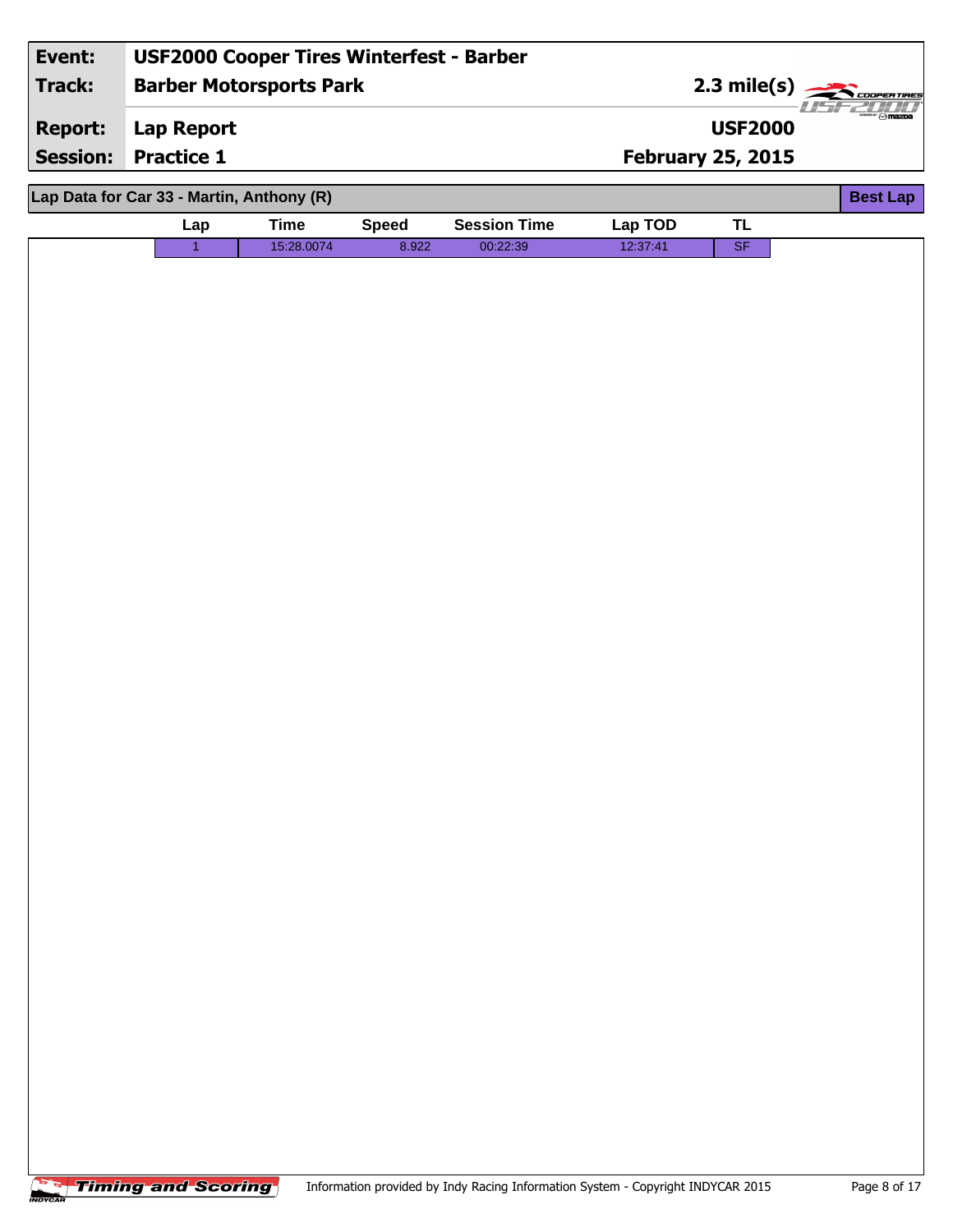| Event: | USF2000 Cooper Tires Winterfest - Barber | |
|---|---|---|
| Track: | Barber Motorsports Park | 2.3 mile(s) |
| Report: | Lap Report | USF2000 |
| Session: | Practice 1 | February 25, 2015 |

## Lap Data for Car 33 - Martin, Anthony (R)

**Best Lap**

| Lap | Time | Speed | Session Time | Lap TOD | TL |
|---|---|---|---|---|---|
| 1 | 15:28.0074 | 8.922 | 00:22:39 | 12:37:41 | SF |

Timing and Scoring

Information provided by Indy Racing Information System - Copyright INDYCAR 2015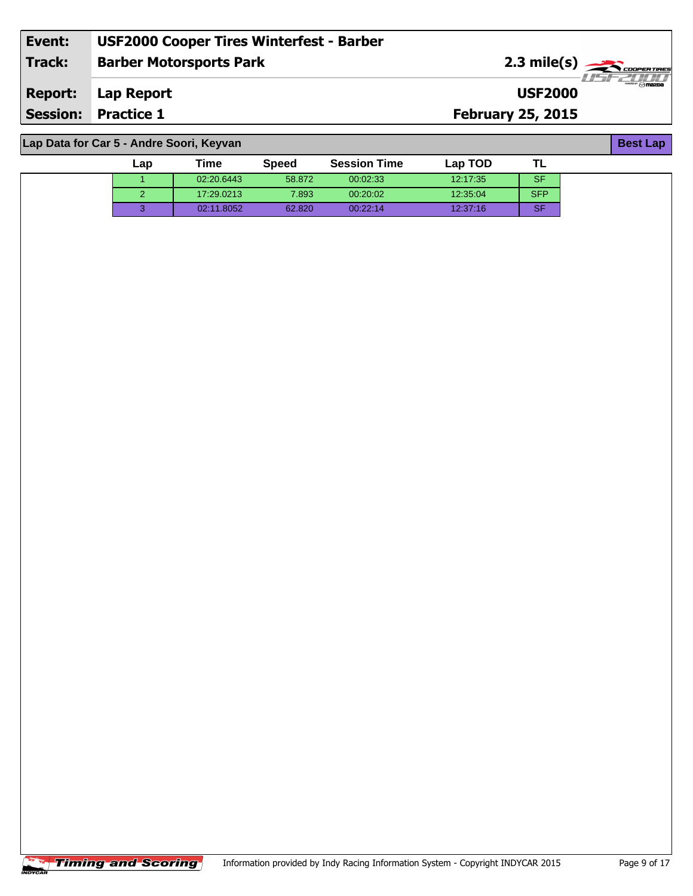| Event: | USF2000 Cooper Tires Winterfest - Barber | |
|---|---|---|
| Track: | Barber Motorsports Park | 2.3 mile(s) |
| Report: | Lap Report | USF2000 |
| Session: | Practice 1 | February 25, 2015 |

## Lap Data for Car 5 - Andre Soori, Keyvan

**Best Lap**

| Lap | Time | Speed | Session Time | Lap TOD | TL |
|---|---|---|---|---|---|
| 1 | 02:20.6443 | 58.872 | 00:02:33 | 12:17:35 | SF |
| 2 | 17:29.0213 | 7.893 | 00:20:02 | 12:35:04 | SFP |
| 3 | 02:11.8052 | 62.820 | 00:22:14 | 12:37:16 | SF |

Timing and Scoring

Information provided by Indy Racing Information System - Copyright INDYCAR 2015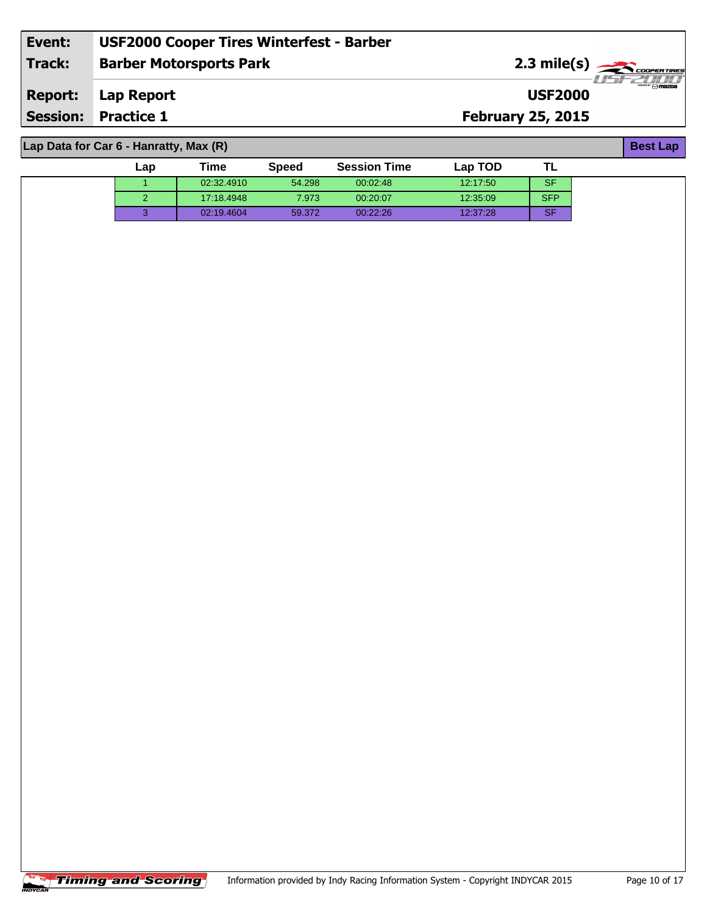| Event: | USF2000 Cooper Tires Winterfest - Barber | |
|---|---|---|
| Track: | Barber Motorsports Park | 2.3 mile(s) |
| Report: | Lap Report | USF2000 |
| Session: | Practice 1 | February 25, 2015 |

## Lap Data for Car 6 - Hanratty, Max (R)

**Best Lap**

| Lap | Time | Speed | Session Time | Lap TOD | TL |
|---|---|---|---|---|---|
| 1 | 02:32.4910 | 54.298 | 00:02:48 | 12:17:50 | SF |
| 2 | 17:18.4948 | 7.973 | 00:20:07 | 12:35:09 | SFP |
| 3 | 02:19.4604 | 59.372 | 00:22:26 | 12:37:28 | SF |

Timing and Scoring

Information provided by Indy Racing Information System - Copyright INDYCAR 2015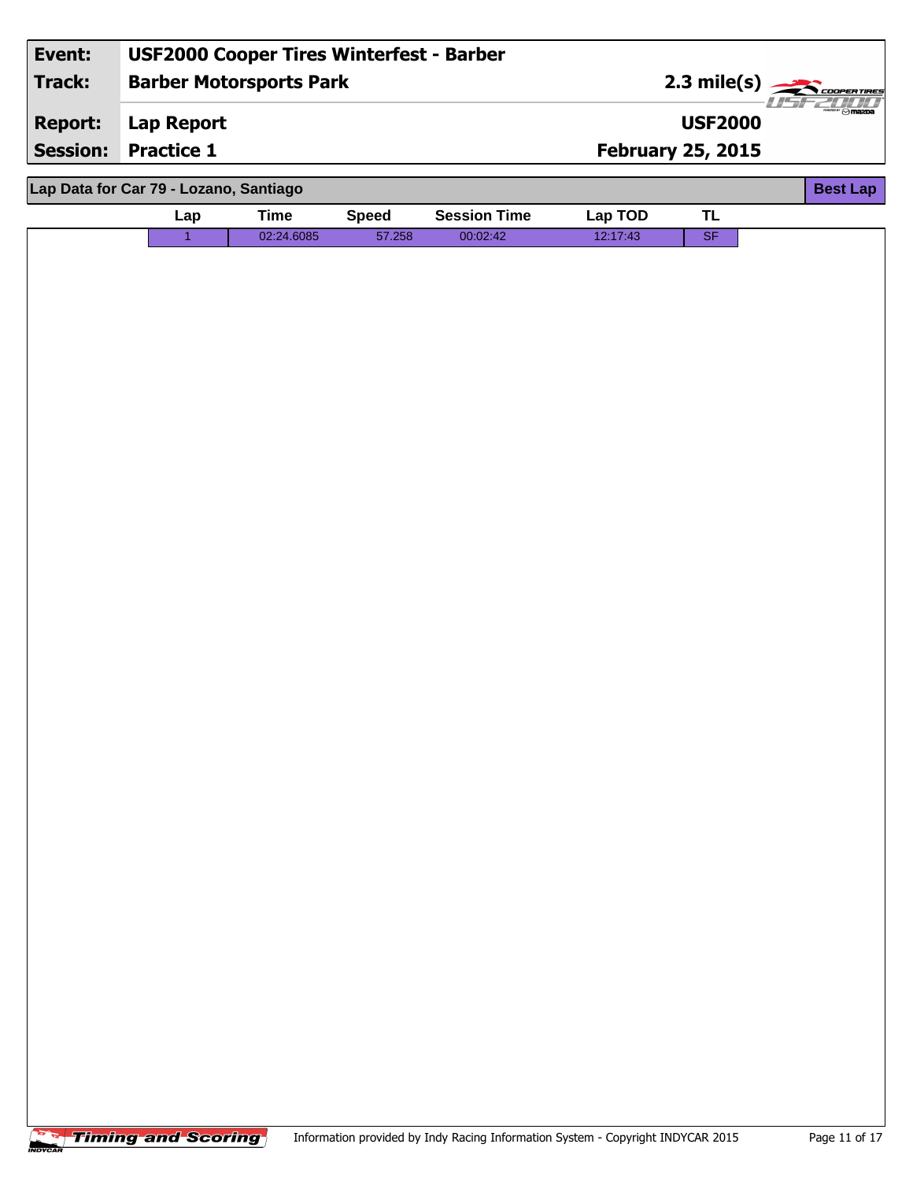| Event: | USF2000 Cooper Tires Winterfest - Barber | |
|---|---|---|
| Track: | Barber Motorsports Park | 2.3 mile(s) |
| Report: | Lap Report | USF2000 |
| Session: | Practice 1 | February 25, 2015 |

**Lap Data for Car 79 - Lozano, Santiago** — **Best Lap**

| Lap | Time | Speed | Session Time | Lap TOD | TL |
|---|---|---|---|---|---|
| 1 | 02:24.6085 | 57.258 | 00:02:42 | 12:17:43 | SF |

Timing and Scoring — Information provided by Indy Racing Information System - Copyright INDYCAR 2015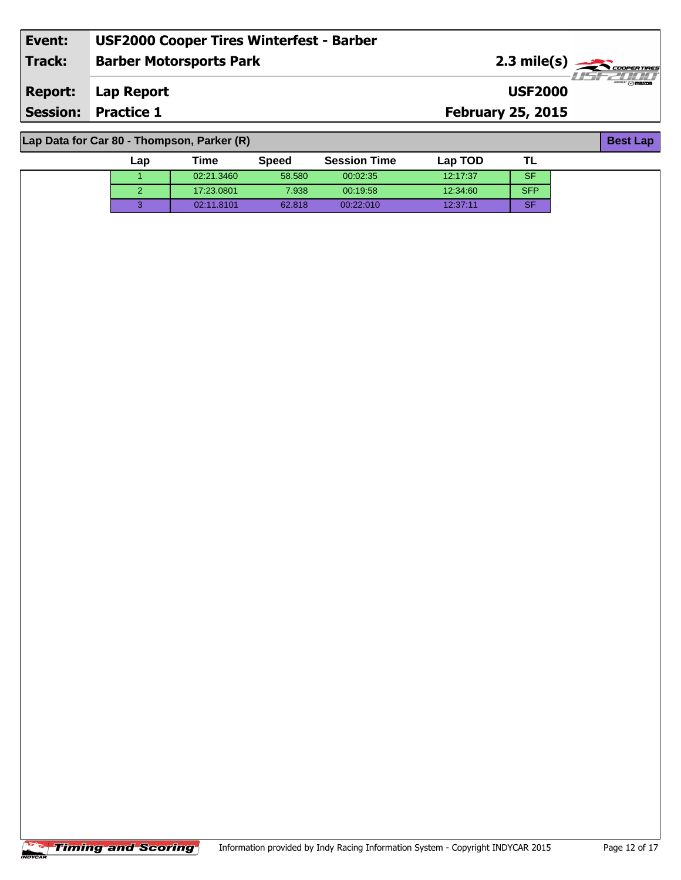**Event:** USF2000 Cooper Tires Winterfest - Barber
**Track:** Barber Motorsports Park — 2.3 mile(s)
**Report:** Lap Report — USF2000
**Session:** Practice 1 — February 25, 2015

## Lap Data for Car 80 - Thompson, Parker (R)

**Best Lap**

| Lap | Time | Speed | Session Time | Lap TOD | TL |
|---|---|---|---|---|---|
| 1 | 02:21.3460 | 58.580 | 00:02:35 | 12:17:37 | SF |
| 2 | 17:23.0801 | 7.938 | 00:19:58 | 12:34:60 | SFP |
| 3 | 02:11.8101 | 62.818 | 00:22:010 | 12:37:11 | SF |

Information provided by Indy Racing Information System - Copyright INDYCAR 2015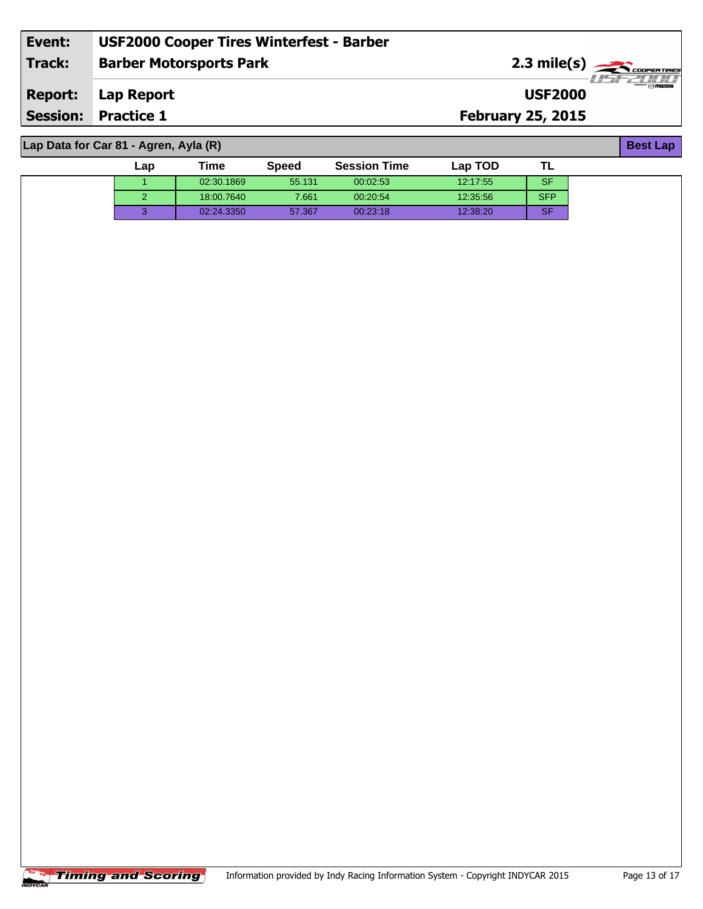| Event: | USF2000 Cooper Tires Winterfest - Barber | |
|---|---|---|
| Track: | Barber Motorsports Park | 2.3 mile(s) |
| Report: | Lap Report | USF2000 |
| Session: | Practice 1 | February 25, 2015 |

## Lap Data for Car 81 - Agren, Ayla (R)

**Best Lap**

| Lap | Time | Speed | Session Time | Lap TOD | TL |
|---|---|---|---|---|---|
| 1 | 02:30.1869 | 55.131 | 00:02:53 | 12:17:55 | SF |
| 2 | 18:00.7640 | 7.661 | 00:20:54 | 12:35:56 | SFP |
| 3 | 02:24.3350 | 57.367 | 00:23:18 | 12:38:20 | SF |

Timing and Scoring — Information provided by Indy Racing Information System - Copyright INDYCAR 2015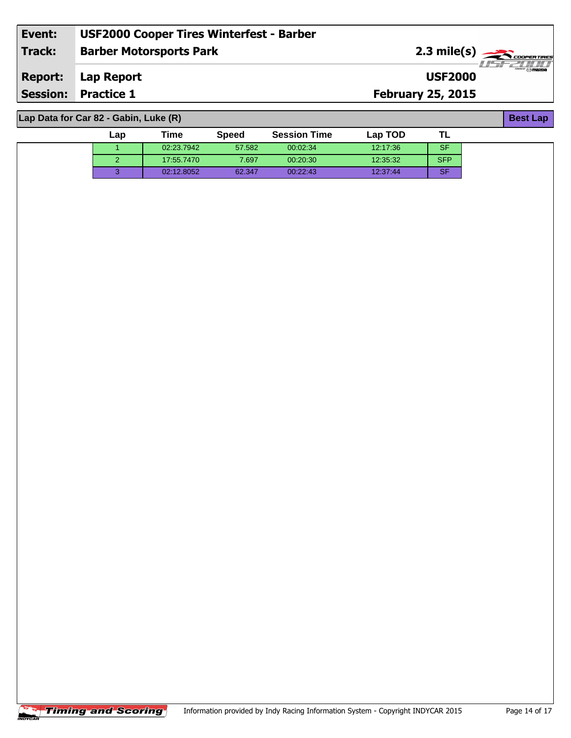| Event: | USF2000 Cooper Tires Winterfest - Barber | |
|---|---|---|
| Track: | Barber Motorsports Park | 2.3 mile(s) |
| Report: | Lap Report | USF2000 |
| Session: | Practice 1 | February 25, 2015 |

## Lap Data for Car 82 - Gabin, Luke (R)

**Best Lap**

| Lap | Time | Speed | Session Time | Lap TOD | TL |
|---|---|---|---|---|---|
| 1 | 02:23.7942 | 57.582 | 00:02:34 | 12:17:36 | SF |
| 2 | 17:55.7470 | 7.697 | 00:20:30 | 12:35:32 | SFP |
| 3 | 02:12.8052 | 62.347 | 00:22:43 | 12:37:44 | SF |

Timing and Scoring — Information provided by Indy Racing Information System - Copyright INDYCAR 2015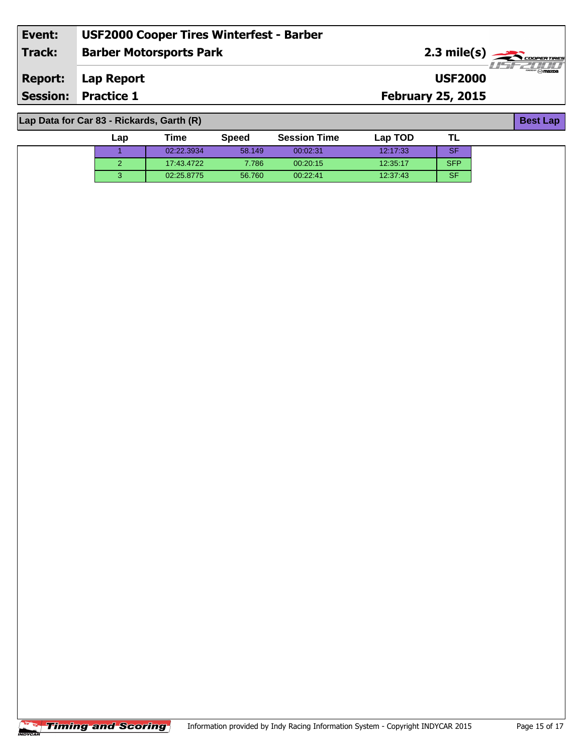| Event: | USF2000 Cooper Tires Winterfest - Barber | |
|---|---|---|
| Track: | Barber Motorsports Park | 2.3 mile(s) |
| Report: | Lap Report | USF2000 |
| Session: | Practice 1 | February 25, 2015 |

**Lap Data for Car 83 - Rickards, Garth (R)** — Best Lap

| Lap | Time | Speed | Session Time | Lap TOD | TL |
|---|---|---|---|---|---|
| 1 | 02:22.3934 | 58.149 | 00:02:31 | 12:17:33 | SF |
| 2 | 17:43.4722 | 7.786 | 00:20:15 | 12:35:17 | SFP |
| 3 | 02:25.8775 | 56.760 | 00:22:41 | 12:37:43 | SF |

Timing and Scoring — Information provided by Indy Racing Information System - Copyright INDYCAR 2015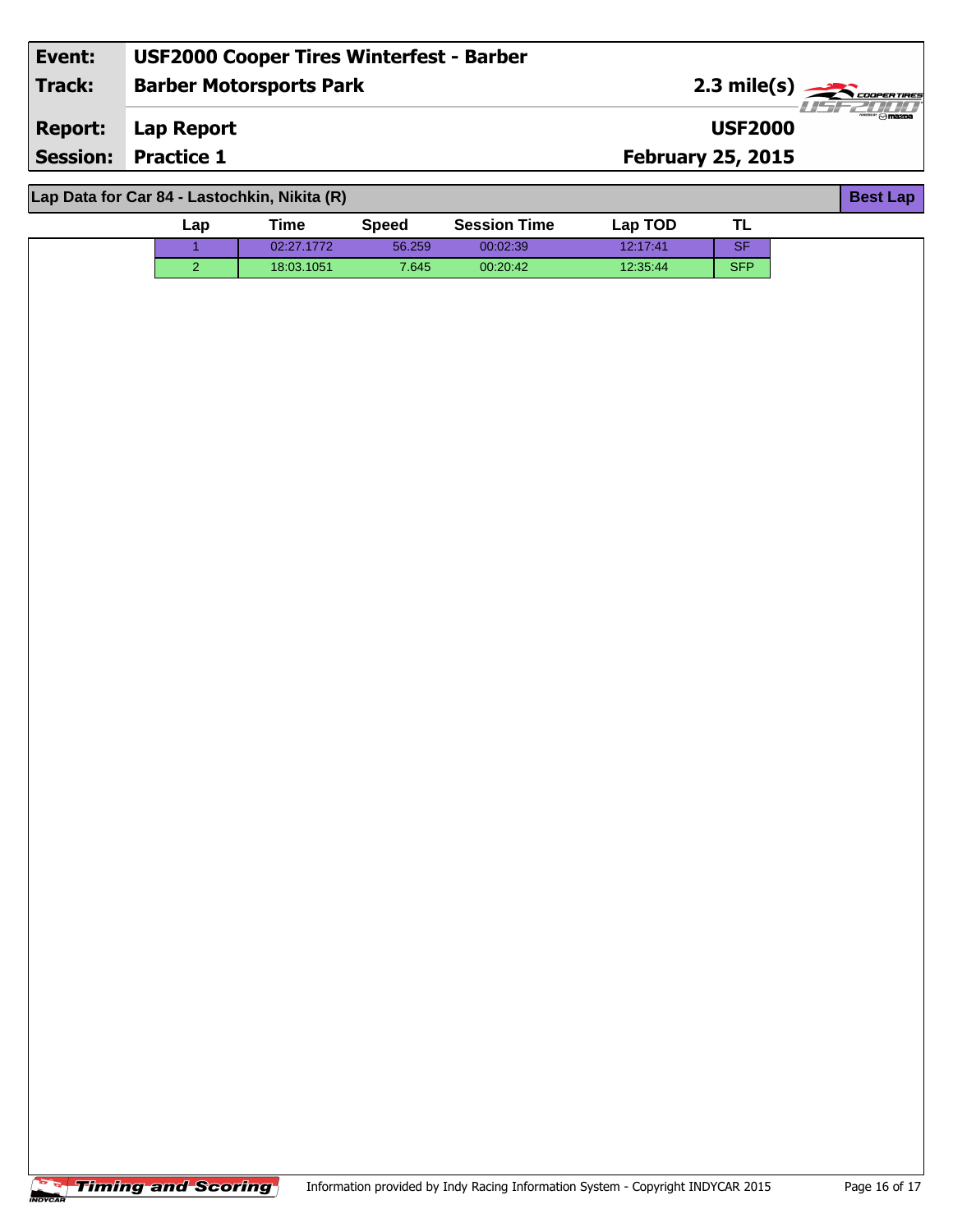| Event: | USF2000 Cooper Tires Winterfest - Barber | |
|---|---|---|
| Track: | Barber Motorsports Park | 2.3 mile(s) |
| Report: | Lap Report | USF2000 |
| Session: | Practice 1 | February 25, 2015 |

## Lap Data for Car 84 - Lastochkin, Nikita (R)

**Best Lap**

| Lap | Time | Speed | Session Time | Lap TOD | TL |
|---|---|---|---|---|---|
| 1 | 02:27.1772 | 56.259 | 00:02:39 | 12:17:41 | SF |
| 2 | 18:03.1051 | 7.645 | 00:20:42 | 12:35:44 | SFP |

Information provided by Indy Racing Information System - Copyright INDYCAR 2015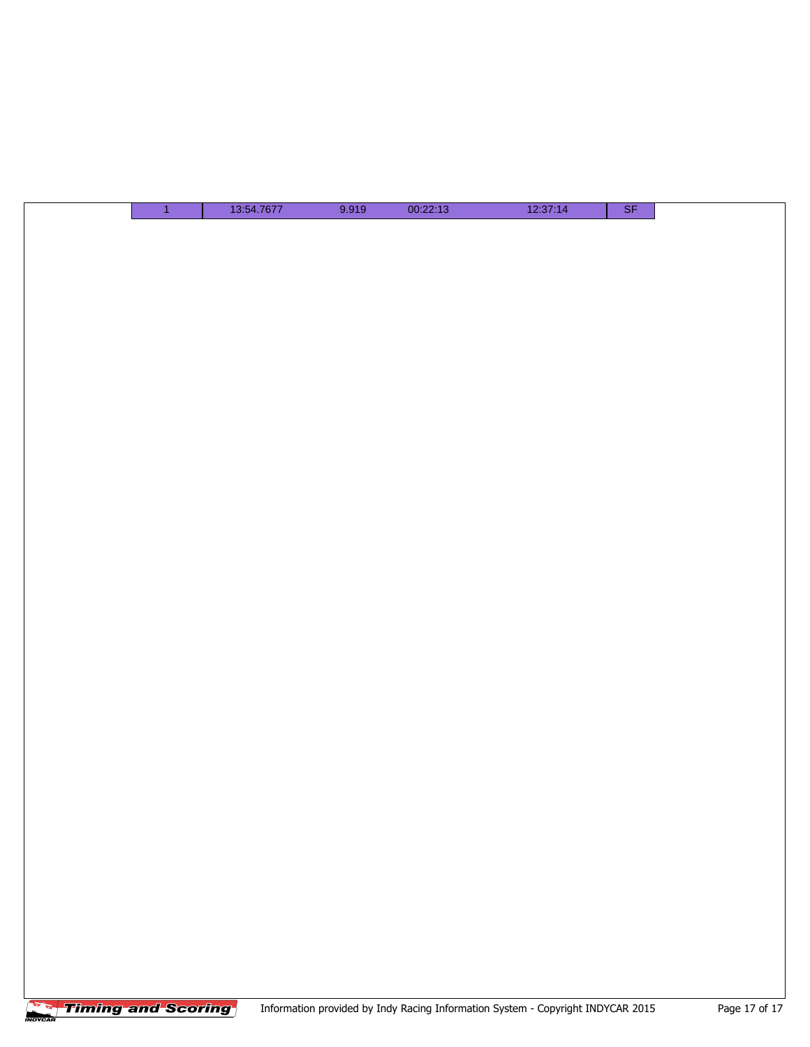| | | | | | |
|---|---|---|---|---|---|
| 1 | 13:54.7677 | 9.919 | 00:22:13 | 12:37:14 | SF |